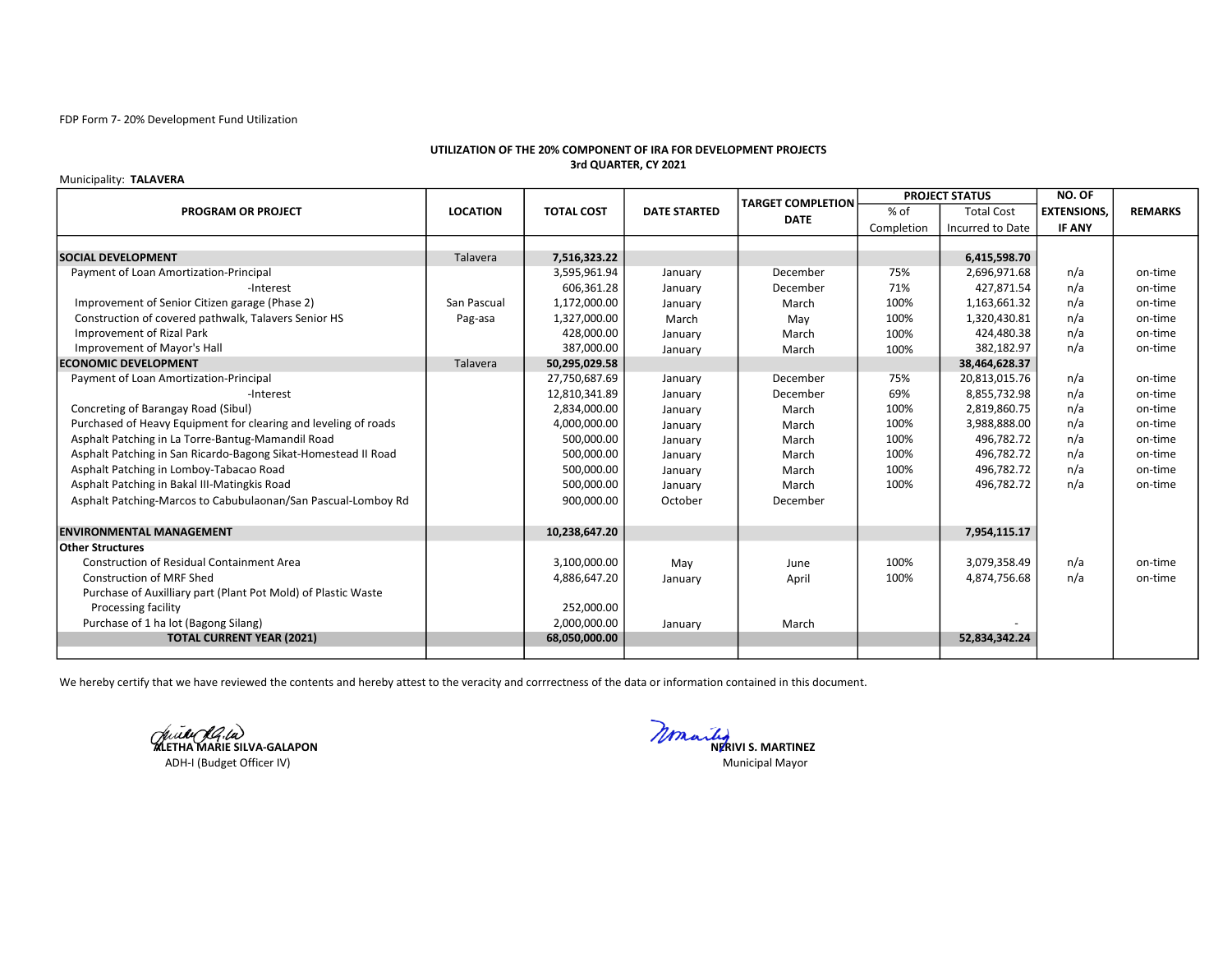FDP Form 7- 20% Development Fund Utilization

**UTILIZATION OF THE 20% COMPONENT OF IRA FOR DEVELOPMENT PROJECTS**
**3rd QUARTER, CY 2021**

Municipality: **TALAVERA**

| PROGRAM OR PROJECT | LOCATION | TOTAL COST | DATE STARTED | TARGET COMPLETION DATE | PROJECT STATUS | | NO. OF EXTENSIONS, IF ANY | REMARKS |
|---|---|---|---|---|---|---|---|---|
| | | | | | % of Completion | Total Cost Incurred to Date | | |
| **SOCIAL DEVELOPMENT** | Talavera | **7,516,323.22** | | | | **6,415,598.70** | | |
| Payment of Loan Amortization-Principal | | 3,595,961.94 | January | December | 75% | 2,696,971.68 | n/a | on-time |
| -Interest | | 606,361.28 | January | December | 71% | 427,871.54 | n/a | on-time |
| Improvement of Senior Citizen garage (Phase 2) | San Pascual | 1,172,000.00 | January | March | 100% | 1,163,661.32 | n/a | on-time |
| Construction of covered pathwalk, Talavers Senior HS | Pag-asa | 1,327,000.00 | March | May | 100% | 1,320,430.81 | n/a | on-time |
| Improvement of Rizal Park | | 428,000.00 | January | March | 100% | 424,480.38 | n/a | on-time |
| Improvement of Mayor's Hall | | 387,000.00 | January | March | 100% | 382,182.97 | n/a | on-time |
| **ECONOMIC DEVELOPMENT** | Talavera | **50,295,029.58** | | | | **38,464,628.37** | | |
| Payment of Loan Amortization-Principal | | 27,750,687.69 | January | December | 75% | 20,813,015.76 | n/a | on-time |
| -Interest | | 12,810,341.89 | January | December | 69% | 8,855,732.98 | n/a | on-time |
| Concreting of Barangay Road (Sibul) | | 2,834,000.00 | January | March | 100% | 2,819,860.75 | n/a | on-time |
| Purchased of Heavy Equipment for clearing and leveling of roads | | 4,000,000.00 | January | March | 100% | 3,988,888.00 | n/a | on-time |
| Asphalt Patching in La Torre-Bantug-Mamandil Road | | 500,000.00 | January | March | 100% | 496,782.72 | n/a | on-time |
| Asphalt Patching in San Ricardo-Bagong Sikat-Homestead II Road | | 500,000.00 | January | March | 100% | 496,782.72 | n/a | on-time |
| Asphalt Patching in Lomboy-Tabacao Road | | 500,000.00 | January | March | 100% | 496,782.72 | n/a | on-time |
| Asphalt Patching in Bakal III-Matingkis Road | | 500,000.00 | January | March | 100% | 496,782.72 | n/a | on-time |
| Asphalt Patching-Marcos to Cabubulaonan/San Pascual-Lomboy Rd | | 900,000.00 | October | December | | | | |
| **ENVIRONMENTAL MANAGEMENT** | | **10,238,647.20** | | | | **7,954,115.17** | | |
| **Other Structures** | | | | | | | | |
| Construction of Residual Containment Area | | 3,100,000.00 | May | June | 100% | 3,079,358.49 | n/a | on-time |
| Construction of MRF Shed | | 4,886,647.20 | January | April | 100% | 4,874,756.68 | n/a | on-time |
| Purchase of Auxilliary part (Plant Pot Mold) of Plastic Waste Processing facility | | 252,000.00 | | | | | | |
| Purchase of 1 ha lot (Bagong Silang) | | 2,000,000.00 | January | March | | - | | |
| **TOTAL CURRENT YEAR (2021)** | | **68,050,000.00** | | | | **52,834,342.24** | | |

We hereby certify that we have reviewed the contents and hereby attest to the veracity and corrrectness of the data or information contained in this document.

**ALETHA MARIE SILVA-GALAPON**
ADH-I (Budget Officer IV)

**NERIVI S. MARTINEZ**
Municipal Mayor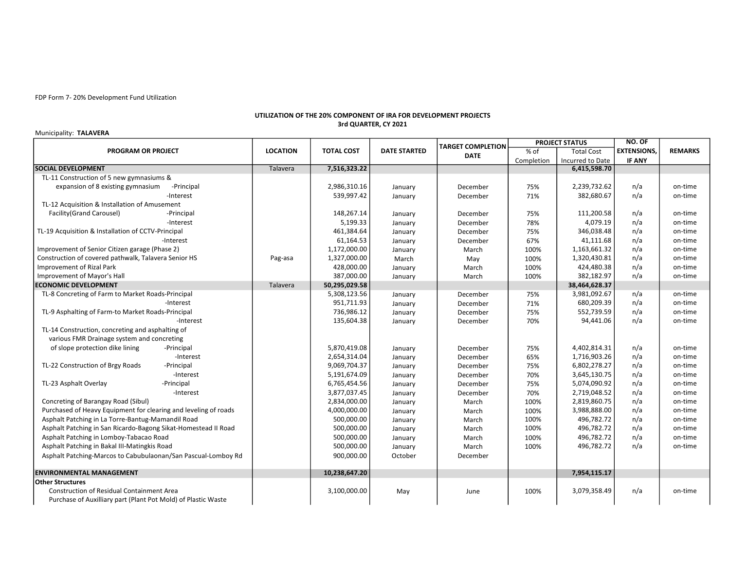FDP Form 7- 20% Development Fund Utilization

**UTILIZATION OF THE 20% COMPONENT OF IRA FOR DEVELOPMENT PROJECTS**
**3rd QUARTER, CY 2021**

Municipality: **TALAVERA**

| PROGRAM OR PROJECT | LOCATION | TOTAL COST | DATE STARTED | TARGET COMPLETION DATE | PROJECT STATUS | | NO. OF EXTENSIONS, IF ANY | REMARKS |
|---|---|---|---|---|---|---|---|---|
| | | | | | % of Completion | Total Cost Incurred to Date | | |
| **SOCIAL DEVELOPMENT** | Talavera | **7,516,323.22** | | | | **6,415,598.70** | | |
| TL-11 Construction of 5 new gymnasiums & expansion of 8 existing gymnasium -Principal | | 2,986,310.16 | January | December | 75% | 2,239,732.62 | n/a | on-time |
| -Interest | | 539,997.42 | January | December | 71% | 382,680.67 | n/a | on-time |
| TL-12 Acquisition & Installation of Amusement Facility(Grand Carousel) -Principal | | 148,267.14 | January | December | 75% | 111,200.58 | n/a | on-time |
| -Interest | | 5,199.33 | January | December | 78% | 4,079.19 | n/a | on-time |
| TL-19 Acquisition & Installation of CCTV-Principal | | 461,384.64 | January | December | 75% | 346,038.48 | n/a | on-time |
| -Interest | | 61,164.53 | January | December | 67% | 41,111.68 | n/a | on-time |
| Improvement of Senior Citizen garage (Phase 2) | | 1,172,000.00 | January | March | 100% | 1,163,661.32 | n/a | on-time |
| Construction of covered pathwalk, Talavera Senior HS | Pag-asa | 1,327,000.00 | March | May | 100% | 1,320,430.81 | n/a | on-time |
| Improvement of Rizal Park | | 428,000.00 | January | March | 100% | 424,480.38 | n/a | on-time |
| Improvement of Mayor's Hall | | 387,000.00 | January | March | 100% | 382,182.97 | n/a | on-time |
| **ECONOMIC DEVELOPMENT** | Talavera | **50,295,029.58** | | | | **38,464,628.37** | | |
| TL-8 Concreting of Farm to Market Roads-Principal | | 5,308,123.56 | January | December | 75% | 3,981,092.67 | n/a | on-time |
| -Interest | | 951,711.93 | January | December | 71% | 680,209.39 | n/a | on-time |
| TL-9 Asphalting of Farm-to Market Roads-Principal | | 736,986.12 | January | December | 75% | 552,739.59 | n/a | on-time |
| -Interest | | 135,604.38 | January | December | 70% | 94,441.06 | n/a | on-time |
| TL-14 Construction, concreting and asphalting of various FMR Drainage system and concreting of slope protection dike lining -Principal | | 5,870,419.08 | January | December | 75% | 4,402,814.31 | n/a | on-time |
| -Interest | | 2,654,314.04 | January | December | 65% | 1,716,903.26 | n/a | on-time |
| TL-22 Construction of Brgy Roads -Principal | | 9,069,704.37 | January | December | 75% | 6,802,278.27 | n/a | on-time |
| -Interest | | 5,191,674.09 | January | December | 70% | 3,645,130.75 | n/a | on-time |
| TL-23 Asphalt Overlay -Principal | | 6,765,454.56 | January | December | 75% | 5,074,090.92 | n/a | on-time |
| -Interest | | 3,877,037.45 | January | December | 70% | 2,719,048.52 | n/a | on-time |
| Concreting of Barangay Road (Sibul) | | 2,834,000.00 | January | March | 100% | 2,819,860.75 | n/a | on-time |
| Purchased of Heavy Equipment for clearing and leveling of roads | | 4,000,000.00 | January | March | 100% | 3,988,888.00 | n/a | on-time |
| Asphalt Patching in La Torre-Bantug-Mamandil Road | | 500,000.00 | January | March | 100% | 496,782.72 | n/a | on-time |
| Asphalt Patching in San Ricardo-Bagong Sikat-Homestead II Road | | 500,000.00 | January | March | 100% | 496,782.72 | n/a | on-time |
| Asphalt Patching in Lomboy-Tabacao Road | | 500,000.00 | January | March | 100% | 496,782.72 | n/a | on-time |
| Asphalt Patching in Bakal III-Matingkis Road | | 500,000.00 | January | March | 100% | 496,782.72 | n/a | on-time |
| Asphalt Patching-Marcos to Cabubulaonan/San Pascual-Lomboy Rd | | 900,000.00 | October | December | | | | |
| **ENVIRONMENTAL MANAGEMENT** | | **10,238,647.20** | | | | **7,954,115.17** | | |
| **Other Structures** | | | | | | | | |
| Construction of Residual Containment Area | | 3,100,000.00 | May | June | 100% | 3,079,358.49 | n/a | on-time |
| Purchase of Auxilliary part (Plant Pot Mold) of Plastic Waste | | | | | | | | |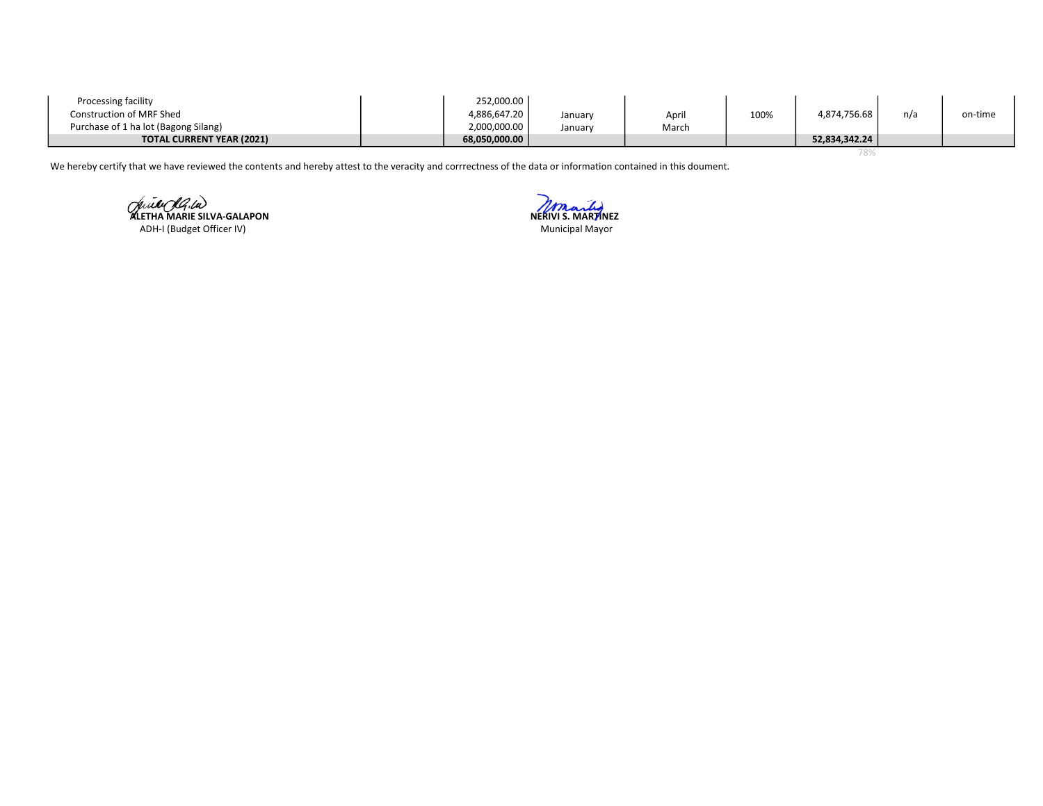| | | | | | | | | |
|---|---|---|---|---|---|---|---|---|
| Processing facility | | 252,000.00 | | | | | | |
| Construction of MRF Shed | | 4,886,647.20 | January | April | 100% | 4,874,756.68 | n/a | on-time |
| Purchase of 1 ha lot (Bagong Silang) | | 2,000,000.00 | January | March | | | | |
| **TOTAL CURRENT YEAR (2021)** | | **68,050,000.00** | | | | **52,834,342.24** | | |
| | | | | | | 78% | | |

We hereby certify that we have reviewed the contents and hereby attest to the veracity and corrrectness of the data or information contained in this doument.

**ALETHA MARIE SILVA-GALAPON**
ADH-I (Budget Officer IV)

**NERIVI S. MARTINEZ**
Municipal Mayor